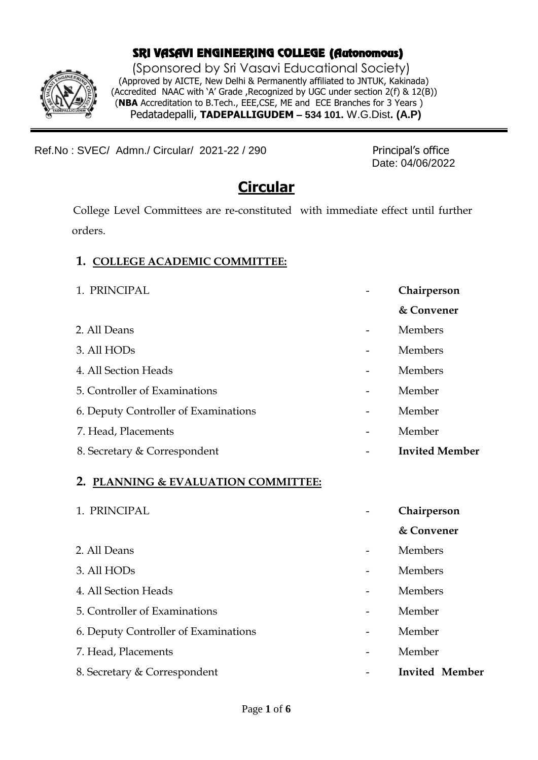# SRI VASAVI ENGINEERING COLLEGE (Autonomous)

(Sponsored by Sri Vasavi Educational Society)
(Approved by AICTE, New Delhi & Permanently affiliated to JNTUK, Kakinada)
(Accredited NAAC with 'A' Grade ,Recognized by UGC under section 2(f) & 12(B))
(**NBA** Accreditation to B.Tech., EEE,CSE, ME and ECE Branches for 3 Years )
Pedatadepalli, **TADEPALLIGUDEM – 534 101.** W.G.Dist**. (A.P)**

Ref.No : SVEC/ Admn./ Circular/ 2021-22 / 290

Principal's office
Date: 04/06/2022

## Circular

College Level Committees are re-constituted with immediate effect until further orders.

### 1. COLLEGE ACADEMIC COMMITTEE:

| | | |
|---|---|---|
| 1. PRINCIPAL | - | **Chairperson & Convener** |
| 2. All Deans | - | Members |
| 3. All HODs | - | Members |
| 4. All Section Heads | - | Members |
| 5. Controller of Examinations | - | Member |
| 6. Deputy Controller of Examinations | - | Member |
| 7. Head, Placements | - | Member |
| 8. Secretary & Correspondent | - | **Invited Member** |

### 2. PLANNING & EVALUATION COMMITTEE:

| | | |
|---|---|---|
| 1. PRINCIPAL | - | **Chairperson & Convener** |
| 2. All Deans | - | Members |
| 3. All HODs | - | Members |
| 4. All Section Heads | - | Members |
| 5. Controller of Examinations | - | Member |
| 6. Deputy Controller of Examinations | - | Member |
| 7. Head, Placements | - | Member |
| 8. Secretary & Correspondent | - | **Invited Member** |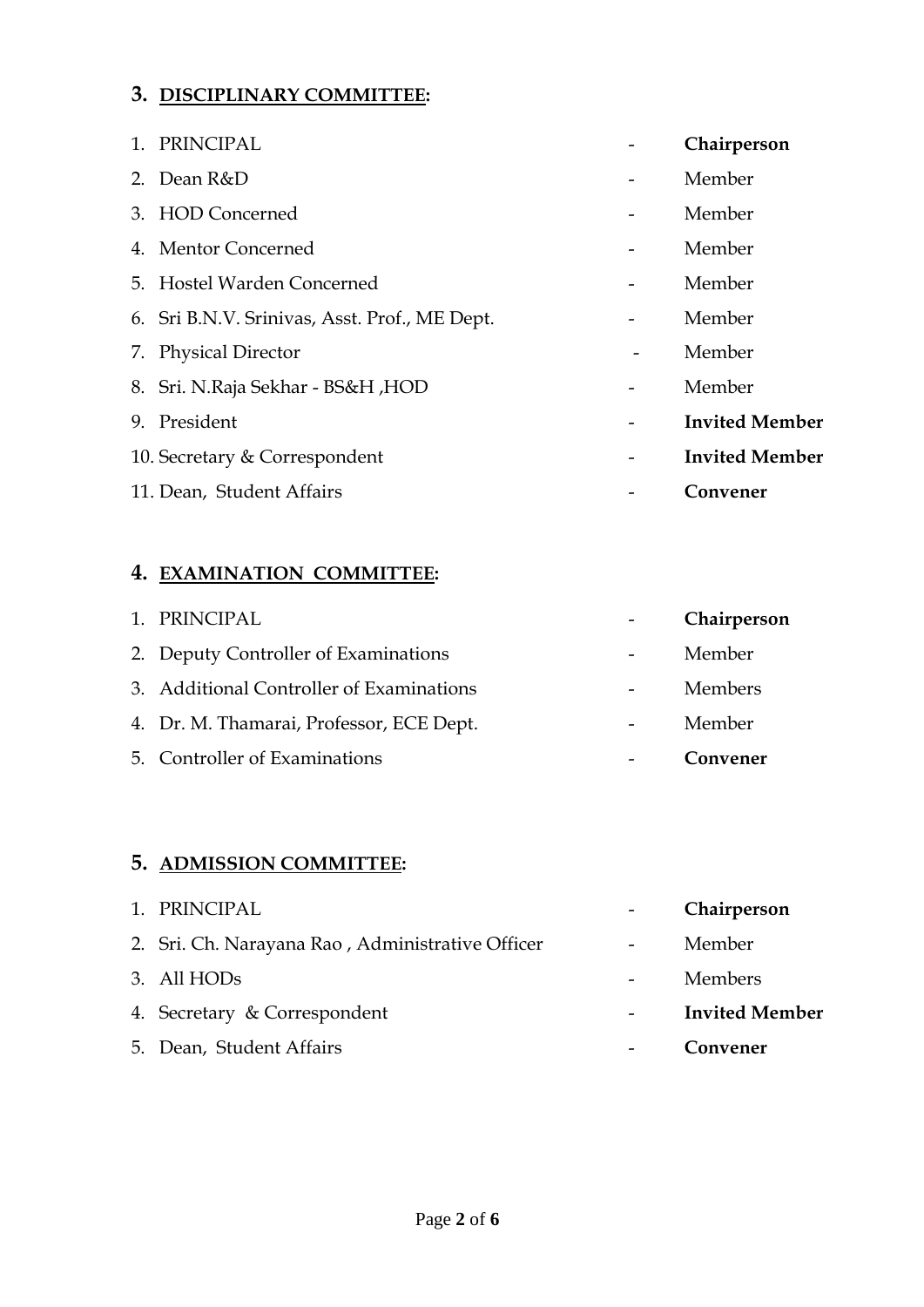### 3. <u>DISCIPLINARY COMMITTEE</u>:

| | | | |
|---|---|---|---|
| 1. | PRINCIPAL | - | **Chairperson** |
| 2. | Dean R&D | - | Member |
| 3. | HOD Concerned | - | Member |
| 4. | Mentor Concerned | - | Member |
| 5. | Hostel Warden Concerned | - | Member |
| 6. | Sri B.N.V. Srinivas, Asst. Prof., ME Dept. | - | Member |
| 7. | Physical Director | - | Member |
| 8. | Sri. N.Raja Sekhar - BS&H ,HOD | - | Member |
| 9. | President | - | **Invited Member** |
| 10. | Secretary & Correspondent | - | **Invited Member** |
| 11. | Dean, Student Affairs | - | **Convener** |

### 4. <u>EXAMINATION COMMITTEE</u>:

| | | | |
|---|---|---|---|
| 1. | PRINCIPAL | - | **Chairperson** |
| 2. | Deputy Controller of Examinations | - | Member |
| 3. | Additional Controller of Examinations | - | Members |
| 4. | Dr. M. Thamarai, Professor, ECE Dept. | - | Member |
| 5. | Controller of Examinations | - | **Convener** |

### 5. <u>ADMISSION COMMITTEE</u>:

| | | | |
|---|---|---|---|
| 1. | PRINCIPAL | - | **Chairperson** |
| 2. | Sri. Ch. Narayana Rao , Administrative Officer | - | Member |
| 3. | All HODs | - | Members |
| 4. | Secretary & Correspondent | - | **Invited Member** |
| 5. | Dean, Student Affairs | - | **Convener** |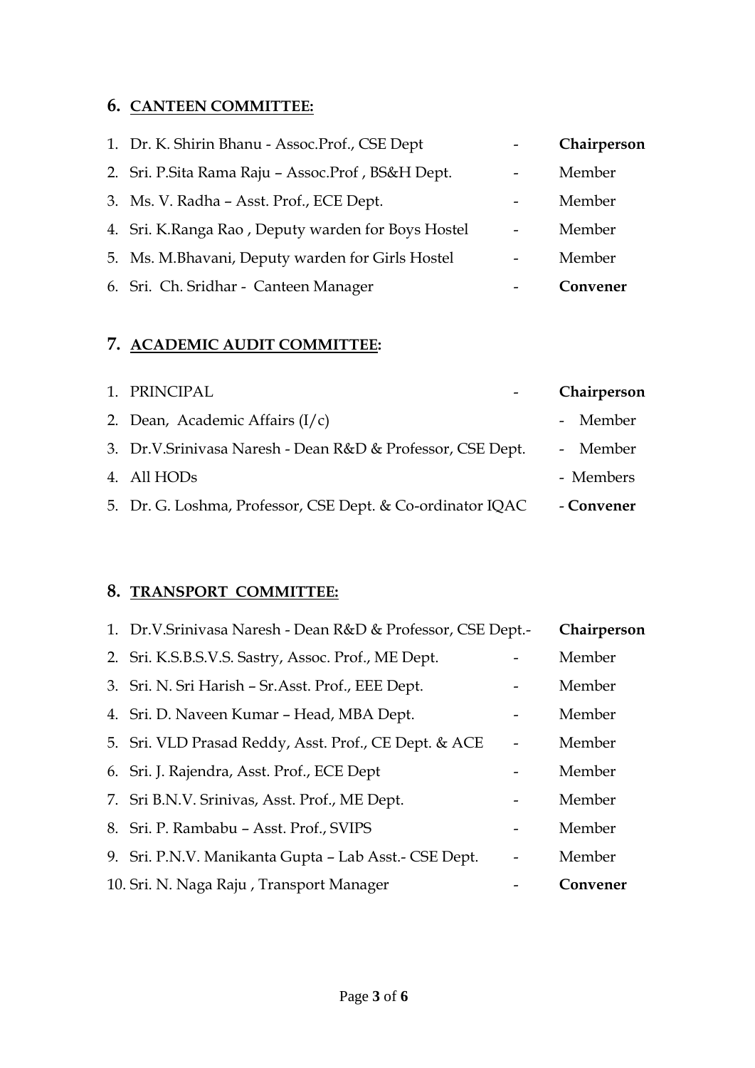## 6. CANTEEN COMMITTEE:

| | Name | | Role |
|---|---|---|---|
| 1. | Dr. K. Shirin Bhanu - Assoc.Prof., CSE Dept | - | **Chairperson** |
| 2. | Sri. P.Sita Rama Raju – Assoc.Prof , BS&H Dept. | - | Member |
| 3. | Ms. V. Radha – Asst. Prof., ECE Dept. | - | Member |
| 4. | Sri. K.Ranga Rao , Deputy warden for Boys Hostel | - | Member |
| 5. | Ms. M.Bhavani, Deputy warden for Girls Hostel | - | Member |
| 6. | Sri. Ch. Sridhar - Canteen Manager | - | **Convener** |

## 7. ACADEMIC AUDIT COMMITTEE:

| | Name | | Role |
|---|---|---|---|
| 1. | PRINCIPAL | - | **Chairperson** |
| 2. | Dean, Academic Affairs (I/c) | - | Member |
| 3. | Dr.V.Srinivasa Naresh - Dean R&D & Professor, CSE Dept. | - | Member |
| 4. | All HODs | - | Members |
| 5. | Dr. G. Loshma, Professor, CSE Dept. & Co-ordinator IQAC | - | **Convener** |

## 8. TRANSPORT COMMITTEE:

| | Name | | Role |
|---|---|---|---|
| 1. | Dr.V.Srinivasa Naresh - Dean R&D & Professor, CSE Dept. | - | **Chairperson** |
| 2. | Sri. K.S.B.S.V.S. Sastry, Assoc. Prof., ME Dept. | - | Member |
| 3. | Sri. N. Sri Harish – Sr.Asst. Prof., EEE Dept. | - | Member |
| 4. | Sri. D. Naveen Kumar – Head, MBA Dept. | - | Member |
| 5. | Sri. VLD Prasad Reddy, Asst. Prof., CE Dept. & ACE | - | Member |
| 6. | Sri. J. Rajendra, Asst. Prof., ECE Dept | - | Member |
| 7. | Sri B.N.V. Srinivas, Asst. Prof., ME Dept. | - | Member |
| 8. | Sri. P. Rambabu – Asst. Prof., SVIPS | - | Member |
| 9. | Sri. P.N.V. Manikanta Gupta – Lab Asst.- CSE Dept. | - | Member |
| 10. | Sri. N. Naga Raju , Transport Manager | - | **Convener** |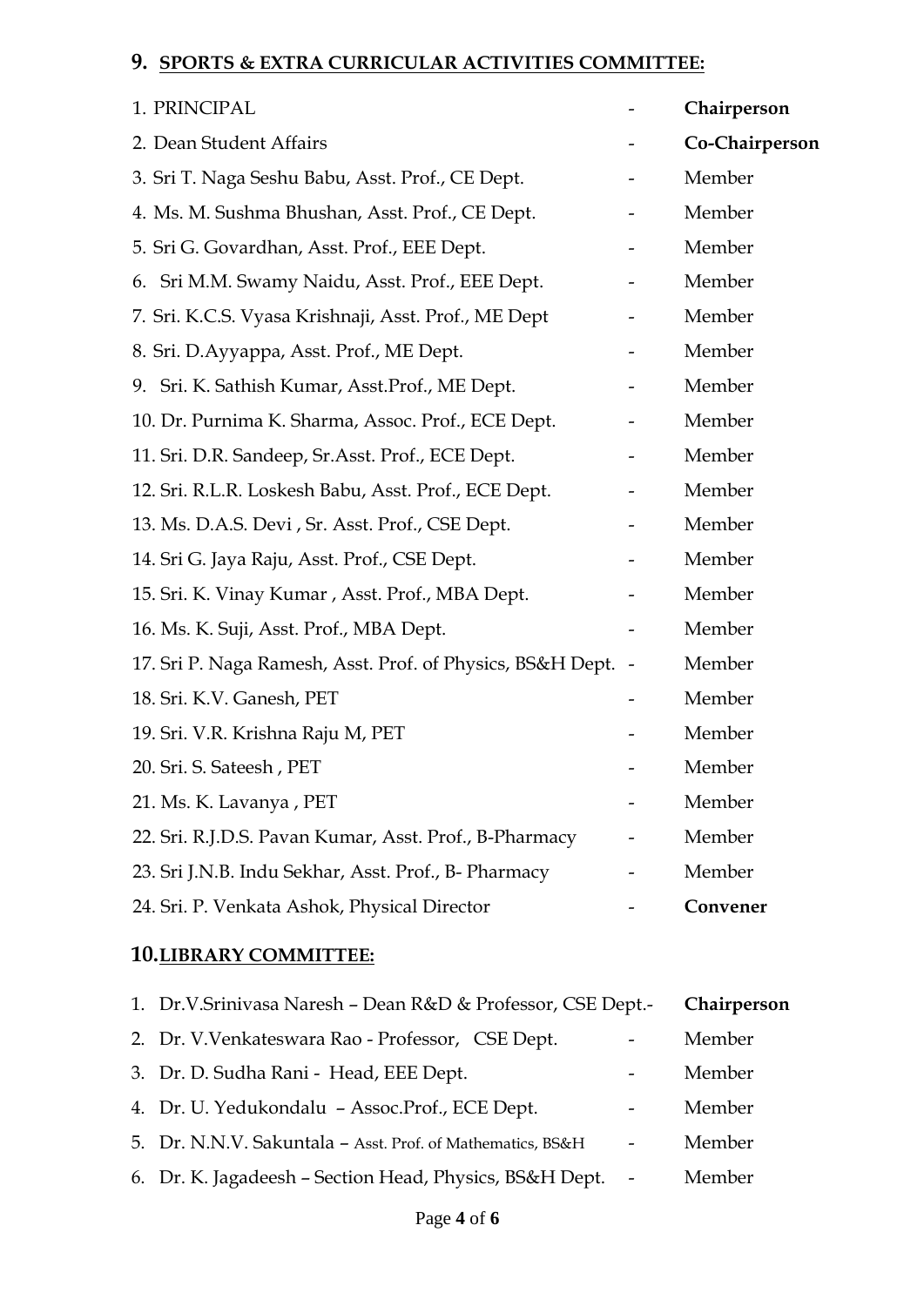## 9. SPORTS & EXTRA CURRICULAR ACTIVITIES COMMITTEE:

| | | |
|---|---|---|
| 1. PRINCIPAL | - | **Chairperson** |
| 2. Dean Student Affairs | - | **Co-Chairperson** |
| 3. Sri T. Naga Seshu Babu, Asst. Prof., CE Dept. | - | Member |
| 4. Ms. M. Sushma Bhushan, Asst. Prof., CE Dept. | - | Member |
| 5. Sri G. Govardhan, Asst. Prof., EEE Dept. | - | Member |
| 6. Sri M.M. Swamy Naidu, Asst. Prof., EEE Dept. | - | Member |
| 7. Sri. K.C.S. Vyasa Krishnaji, Asst. Prof., ME Dept | - | Member |
| 8. Sri. D.Ayyappa, Asst. Prof., ME Dept. | - | Member |
| 9. Sri. K. Sathish Kumar, Asst.Prof., ME Dept. | - | Member |
| 10. Dr. Purnima K. Sharma, Assoc. Prof., ECE Dept. | - | Member |
| 11. Sri. D.R. Sandeep, Sr.Asst. Prof., ECE Dept. | - | Member |
| 12. Sri. R.L.R. Loskesh Babu, Asst. Prof., ECE Dept. | - | Member |
| 13. Ms. D.A.S. Devi , Sr. Asst. Prof., CSE Dept. | - | Member |
| 14. Sri G. Jaya Raju, Asst. Prof., CSE Dept. | - | Member |
| 15. Sri. K. Vinay Kumar , Asst. Prof., MBA Dept. | - | Member |
| 16. Ms. K. Suji, Asst. Prof., MBA Dept. | - | Member |
| 17. Sri P. Naga Ramesh, Asst. Prof. of Physics, BS&H Dept. | - | Member |
| 18. Sri. K.V. Ganesh, PET | - | Member |
| 19. Sri. V.R. Krishna Raju M, PET | - | Member |
| 20. Sri. S. Sateesh , PET | - | Member |
| 21. Ms. K. Lavanya , PET | - | Member |
| 22. Sri. R.J.D.S. Pavan Kumar, Asst. Prof., B-Pharmacy | - | Member |
| 23. Sri J.N.B. Indu Sekhar, Asst. Prof., B- Pharmacy | - | Member |
| 24. Sri. P. Venkata Ashok, Physical Director | - | **Convener** |

## 10. LIBRARY COMMITTEE:

| | | |
|---|---|---|
| 1. Dr.V.Srinivasa Naresh – Dean R&D & Professor, CSE Dept. | - | **Chairperson** |
| 2. Dr. V.Venkateswara Rao - Professor, CSE Dept. | - | Member |
| 3. Dr. D. Sudha Rani - Head, EEE Dept. | - | Member |
| 4. Dr. U. Yedukondalu – Assoc.Prof., ECE Dept. | - | Member |
| 5. Dr. N.N.V. Sakuntala – Asst. Prof. of Mathematics, BS&H | - | Member |
| 6. Dr. K. Jagadeesh – Section Head, Physics, BS&H Dept. | - | Member |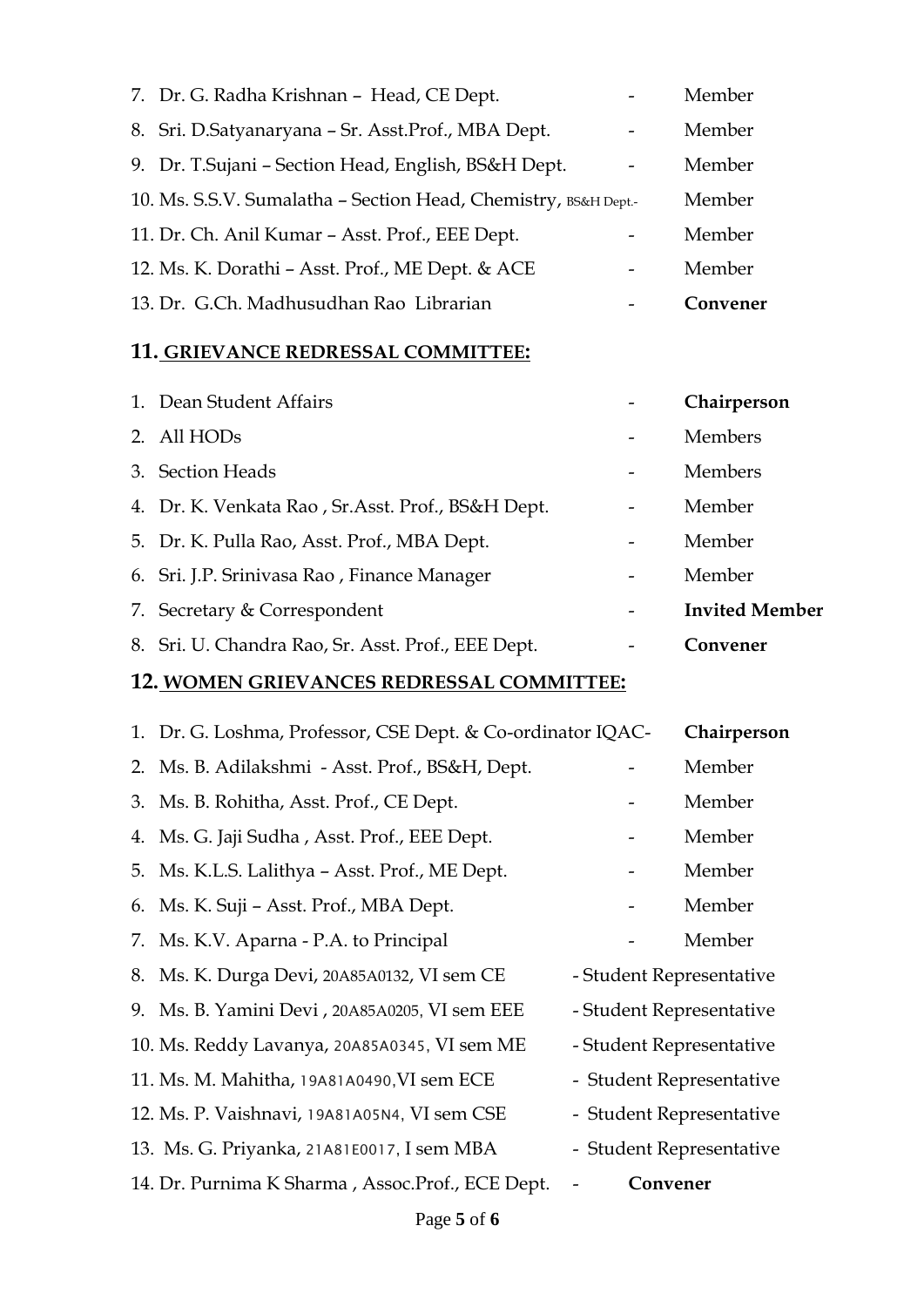7. Dr. G. Radha Krishnan – Head, CE Dept. - Member
8. Sri. D.Satyanarayana – Sr. Asst.Prof., MBA Dept. - Member
9. Dr. T.Sujani – Section Head, English, BS&H Dept. - Member
10. Ms. S.S.V. Sumalatha – Section Head, Chemistry, BS&H Dept.- Member
11. Dr. Ch. Anil Kumar – Asst. Prof., EEE Dept. - Member
12. Ms. K. Dorathi – Asst. Prof., ME Dept. & ACE - Member
13. Dr. G.Ch. Madhusudhan Rao Librarian - **Convener**

## 11. GRIEVANCE REDRESSAL COMMITTEE:

1. Dean Student Affairs - **Chairperson**
2. All HODs - Members
3. Section Heads - Members
4. Dr. K. Venkata Rao , Sr.Asst. Prof., BS&H Dept. - Member
5. Dr. K. Pulla Rao, Asst. Prof., MBA Dept. - Member
6. Sri. J.P. Srinivasa Rao , Finance Manager - Member
7. Secretary & Correspondent - **Invited Member**
8. Sri. U. Chandra Rao, Sr. Asst. Prof., EEE Dept. - **Convener**

## 12. WOMEN GRIEVANCES REDRESSAL COMMITTEE:

1. Dr. G. Loshma, Professor, CSE Dept. & Co-ordinator IQAC- **Chairperson**
2. Ms. B. Adilakshmi - Asst. Prof., BS&H, Dept. - Member
3. Ms. B. Rohitha, Asst. Prof., CE Dept. - Member
4. Ms. G. Jaji Sudha , Asst. Prof., EEE Dept. - Member
5. Ms. K.L.S. Lalithya – Asst. Prof., ME Dept. - Member
6. Ms. K. Suji – Asst. Prof., MBA Dept. - Member
7. Ms. K.V. Aparna - P.A. to Principal - Member
8. Ms. K. Durga Devi, 20A85A0132, VI sem CE - Student Representative
9. Ms. B. Yamini Devi , 20A85A0205, VI sem EEE - Student Representative
10. Ms. Reddy Lavanya, 20A85A0345, VI sem ME - Student Representative
11. Ms. M. Mahitha, 19A81A0490,VI sem ECE - Student Representative
12. Ms. P. Vaishnavi, 19A81A05N4, VI sem CSE - Student Representative
13. Ms. G. Priyanka, 21A81E0017, I sem MBA - Student Representative
14. Dr. Purnima K Sharma , Assoc.Prof., ECE Dept. - **Convener**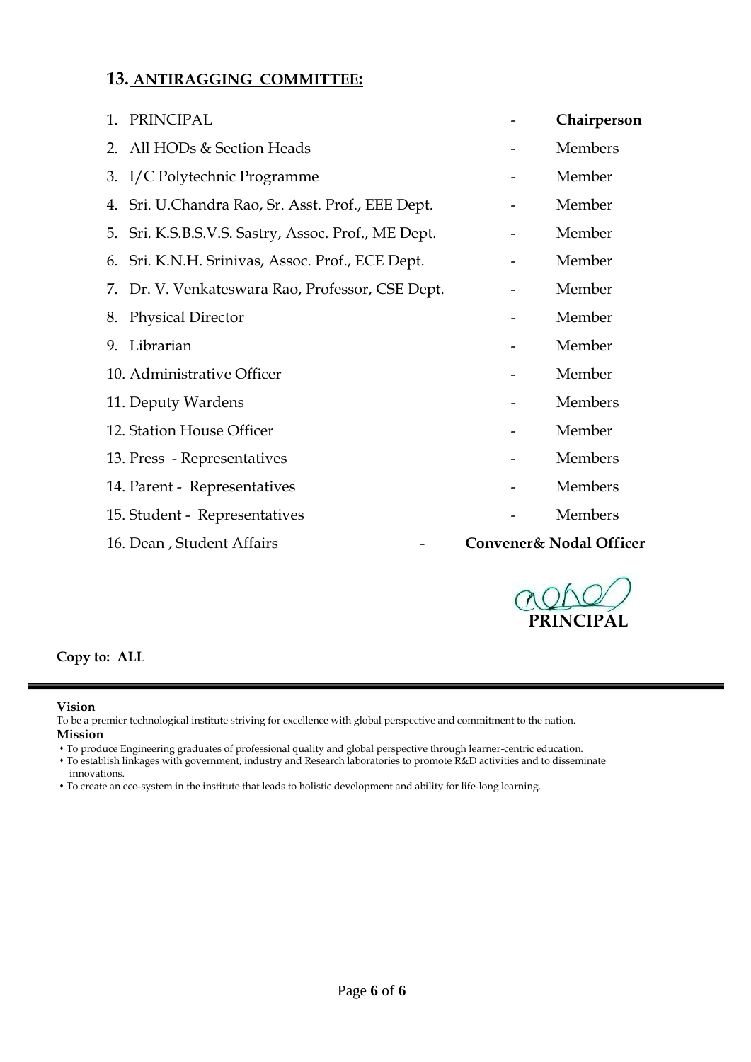## 13. ANTIRAGGING COMMITTEE:

| | | |
|---|---|---|
| 1. PRINCIPAL | - | **Chairperson** |
| 2. All HODs & Section Heads | - | Members |
| 3. I/C Polytechnic Programme | - | Member |
| 4. Sri. U.Chandra Rao, Sr. Asst. Prof., EEE Dept. | - | Member |
| 5. Sri. K.S.B.S.V.S. Sastry, Assoc. Prof., ME Dept. | - | Member |
| 6. Sri. K.N.H. Srinivas, Assoc. Prof., ECE Dept. | - | Member |
| 7. Dr. V. Venkateswara Rao, Professor, CSE Dept. | - | Member |
| 8. Physical Director | - | Member |
| 9. Librarian | - | Member |
| 10. Administrative Officer | - | Member |
| 11. Deputy Wardens | - | Members |
| 12. Station House Officer | - | Member |
| 13. Press - Representatives | - | Members |
| 14. Parent - Representatives | - | Members |
| 15. Student - Representatives | - | Members |
| 16. Dean , Student Affairs | - | **Convener& Nodal Officer** |

**PRINCIPAL**

**Copy to: ALL**

---

**Vision**

To be a premier technological institute striving for excellence with global perspective and commitment to the nation.

**Mission**

- To produce Engineering graduates of professional quality and global perspective through learner-centric education.
- To establish linkages with government, industry and Research laboratories to promote R&D activities and to disseminate innovations.
- To create an eco-system in the institute that leads to holistic development and ability for life-long learning.